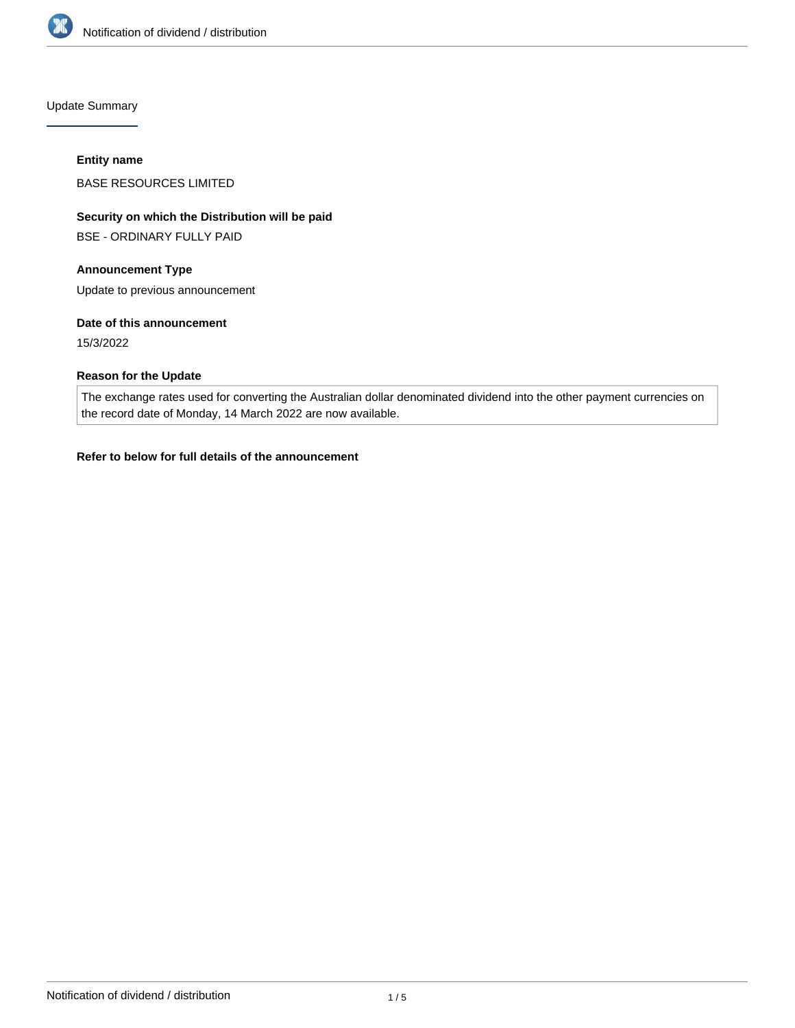## Update Summary

**Entity name**

BASE RESOURCES LIMITED

**Security on which the Distribution will be paid**

BSE - ORDINARY FULLY PAID

**Announcement Type**

Update to previous announcement

**Date of this announcement**

15/3/2022

**Reason for the Update**

The exchange rates used for converting the Australian dollar denominated dividend into the other payment currencies on the record date of Monday, 14 March 2022 are now available.

**Refer to below for full details of the announcement**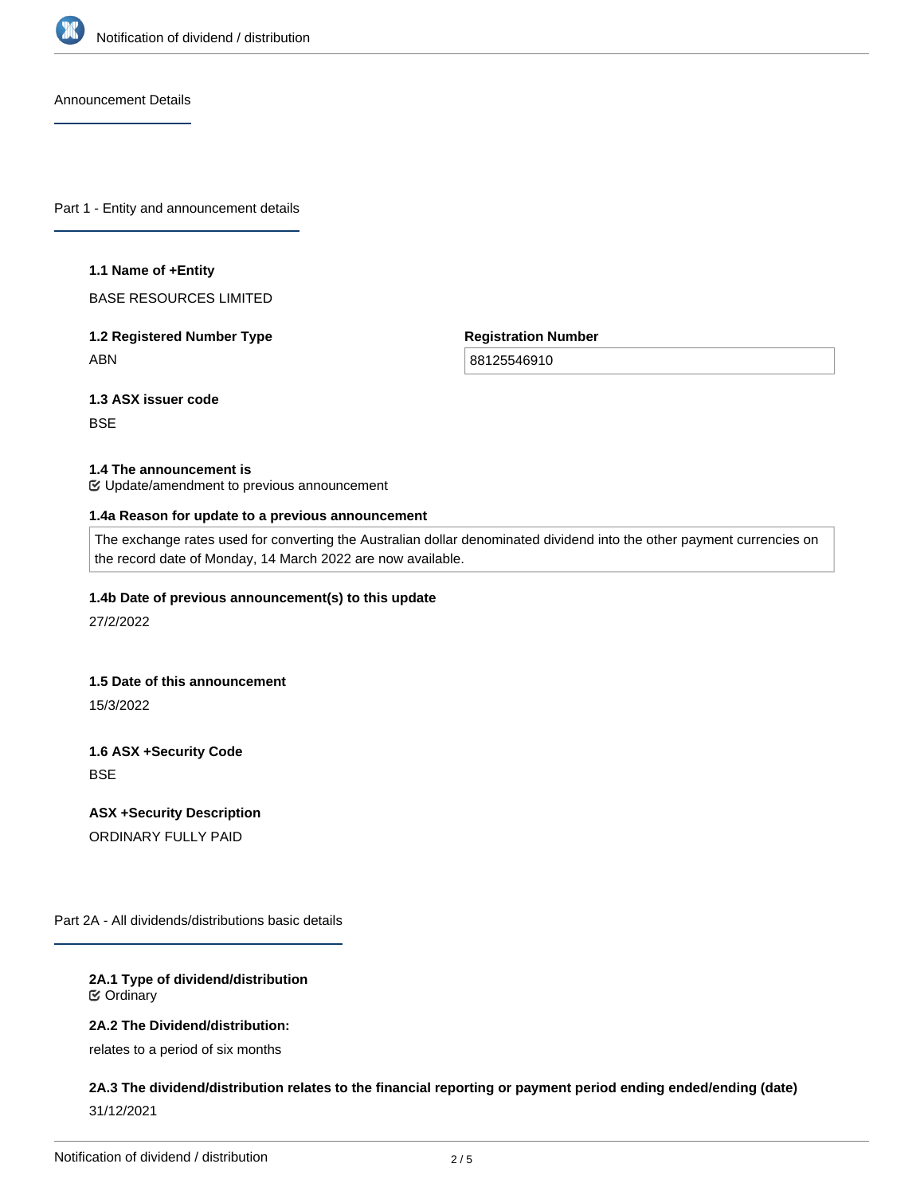Announcement Details

## Part 1 - Entity and announcement details

**1.1 Name of +Entity**

BASE RESOURCES LIMITED

**1.2 Registered Number Type**

ABN

**Registration Number**

88125546910

**1.3 ASX issuer code**

BSE

**1.4 The announcement is**

Update/amendment to previous announcement

**1.4a Reason for update to a previous announcement**

The exchange rates used for converting the Australian dollar denominated dividend into the other payment currencies on the record date of Monday, 14 March 2022 are now available.

**1.4b Date of previous announcement(s) to this update**

27/2/2022

**1.5 Date of this announcement**

15/3/2022

**1.6 ASX +Security Code**

BSE

**ASX +Security Description**

ORDINARY FULLY PAID

## Part 2A - All dividends/distributions basic details

**2A.1 Type of dividend/distribution**

Ordinary

**2A.2 The Dividend/distribution:**

relates to a period of six months

**2A.3 The dividend/distribution relates to the financial reporting or payment period ending ended/ending (date)**

31/12/2021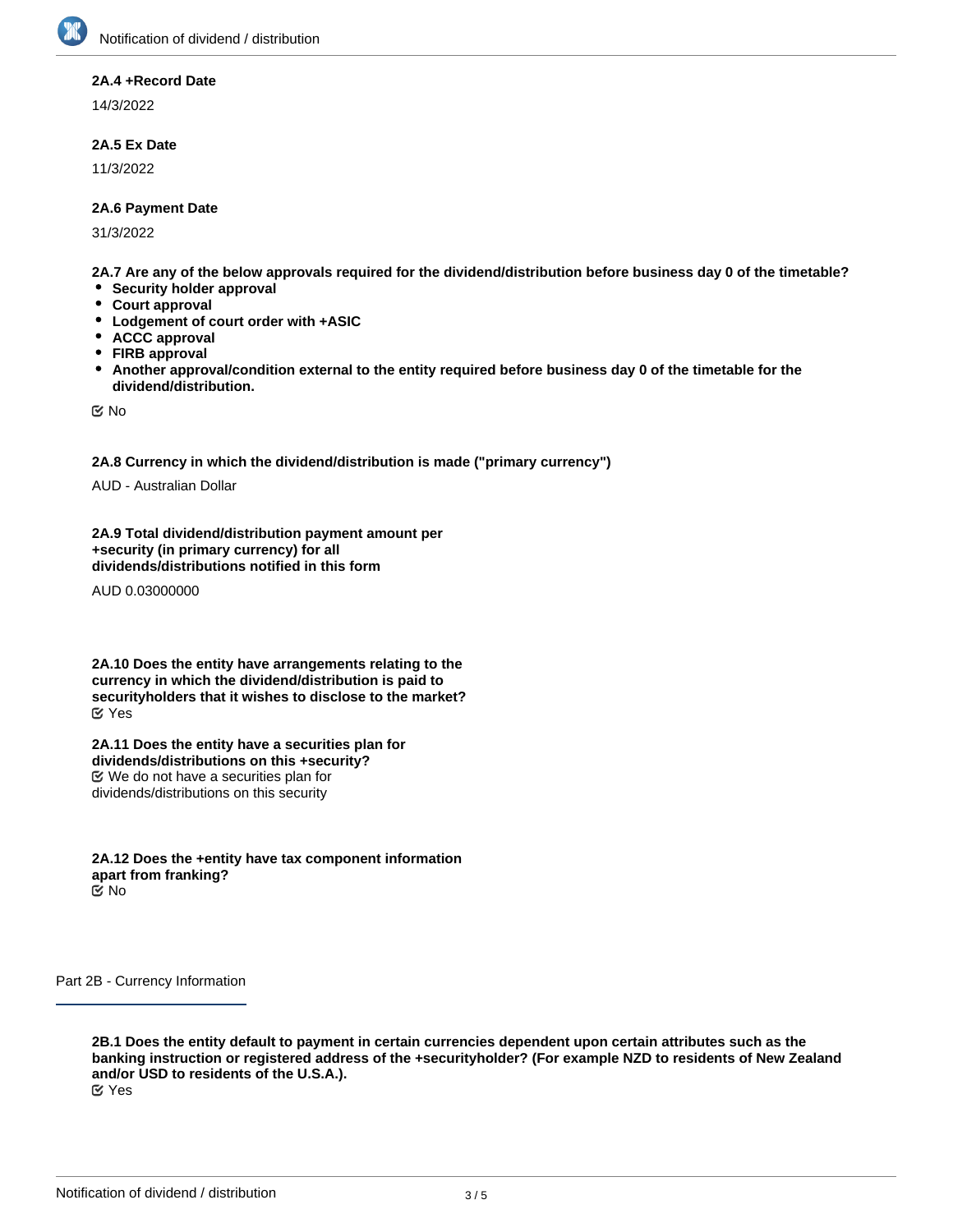**2A.4 +Record Date**

14/3/2022

**2A.5 Ex Date**

11/3/2022

**2A.6 Payment Date**

31/3/2022

**2A.7 Are any of the below approvals required for the dividend/distribution before business day 0 of the timetable?**

- **Security holder approval**
- **Court approval**
- **Lodgement of court order with +ASIC**
- **ACCC approval**
- **FIRB approval**
- **Another approval/condition external to the entity required before business day 0 of the timetable for the dividend/distribution.**

☑ No

**2A.8 Currency in which the dividend/distribution is made ("primary currency")**

AUD - Australian Dollar

**2A.9 Total dividend/distribution payment amount per +security (in primary currency) for all dividends/distributions notified in this form**

AUD 0.03000000

**2A.10 Does the entity have arrangements relating to the currency in which the dividend/distribution is paid to securityholders that it wishes to disclose to the market?**

☑ Yes

**2A.11 Does the entity have a securities plan for dividends/distributions on this +security?**

☑ We do not have a securities plan for dividends/distributions on this security

**2A.12 Does the +entity have tax component information apart from franking?**

☑ No

## Part 2B - Currency Information

**2B.1 Does the entity default to payment in certain currencies dependent upon certain attributes such as the banking instruction or registered address of the +securityholder? (For example NZD to residents of New Zealand and/or USD to residents of the U.S.A.).**

☑ Yes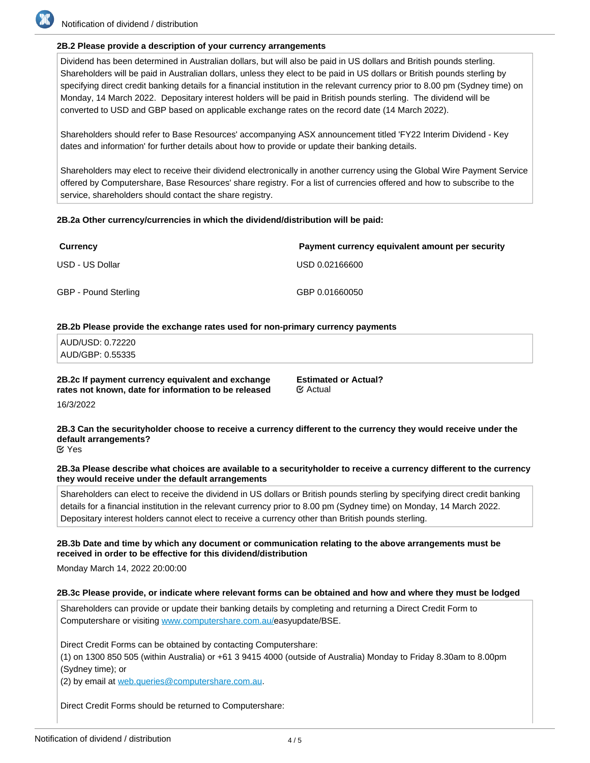**2B.2 Please provide a description of your currency arrangements**

Dividend has been determined in Australian dollars, but will also be paid in US dollars and British pounds sterling. Shareholders will be paid in Australian dollars, unless they elect to be paid in US dollars or British pounds sterling by specifying direct credit banking details for a financial institution in the relevant currency prior to 8.00 pm (Sydney time) on Monday, 14 March 2022. Depositary interest holders will be paid in British pounds sterling. The dividend will be converted to USD and GBP based on applicable exchange rates on the record date (14 March 2022).

Shareholders should refer to Base Resources' accompanying ASX announcement titled 'FY22 Interim Dividend - Key dates and information' for further details about how to provide or update their banking details.

Shareholders may elect to receive their dividend electronically in another currency using the Global Wire Payment Service offered by Computershare, Base Resources' share registry. For a list of currencies offered and how to subscribe to the service, shareholders should contact the share registry.

**2B.2a Other currency/currencies in which the dividend/distribution will be paid:**

| Currency | Payment currency equivalent amount per security |
|---|---|
| USD - US Dollar | USD 0.02166600 |
| GBP - Pound Sterling | GBP 0.01660050 |

**2B.2b Please provide the exchange rates used for non-primary currency payments**

AUD/USD: 0.72220
AUD/GBP: 0.55335

**2B.2c If payment currency equivalent and exchange rates not known, date for information to be released**

16/3/2022

**Estimated or Actual?**
Actual

**2B.3 Can the securityholder choose to receive a currency different to the currency they would receive under the default arrangements?**
Yes

**2B.3a Please describe what choices are available to a securityholder to receive a currency different to the currency they would receive under the default arrangements**

Shareholders can elect to receive the dividend in US dollars or British pounds sterling by specifying direct credit banking details for a financial institution in the relevant currency prior to 8.00 pm (Sydney time) on Monday, 14 March 2022. Depositary interest holders cannot elect to receive a currency other than British pounds sterling.

**2B.3b Date and time by which any document or communication relating to the above arrangements must be received in order to be effective for this dividend/distribution**

Monday March 14, 2022 20:00:00

**2B.3c Please provide, or indicate where relevant forms can be obtained and how and where they must be lodged**

Shareholders can provide or update their banking details by completing and returning a Direct Credit Form to Computershare or visiting www.computershare.com.au/easyupdate/BSE.

Direct Credit Forms can be obtained by contacting Computershare:
(1) on 1300 850 505 (within Australia) or +61 3 9415 4000 (outside of Australia) Monday to Friday 8.30am to 8.00pm (Sydney time); or
(2) by email at web.queries@computershare.com.au.

Direct Credit Forms should be returned to Computershare: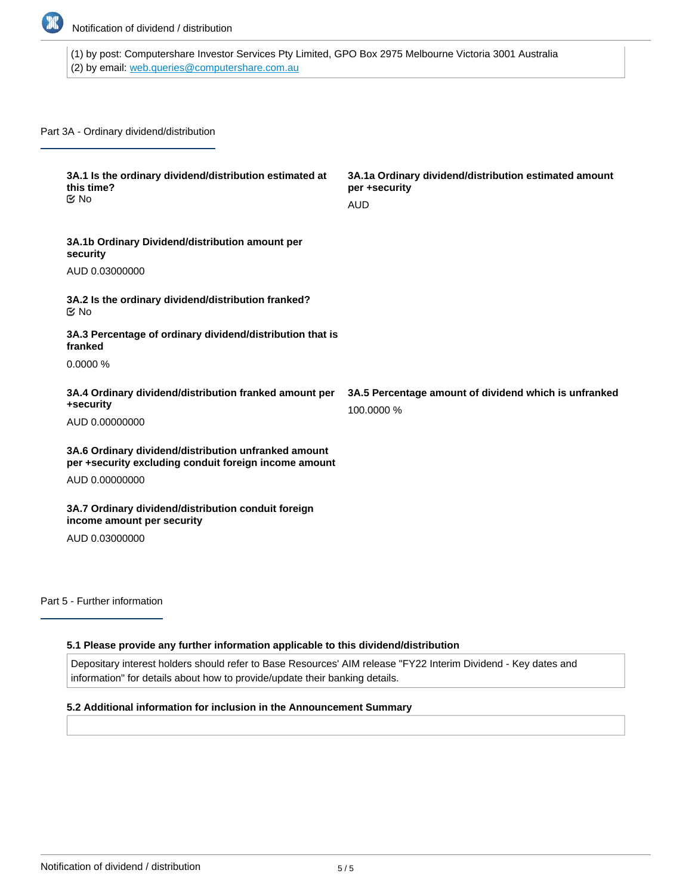(1) by post: Computershare Investor Services Pty Limited, GPO Box 2975 Melbourne Victoria 3001 Australia
(2) by email: [web.queries@computershare.com.au](mailto:web.queries@computershare.com.au)

## Part 3A - Ordinary dividend/distribution

**3A.1 Is the ordinary dividend/distribution estimated at this time?**
☑ No

**3A.1a Ordinary dividend/distribution estimated amount per +security**
AUD

**3A.1b Ordinary Dividend/distribution amount per security**
AUD 0.03000000

**3A.2 Is the ordinary dividend/distribution franked?**
☑ No

**3A.3 Percentage of ordinary dividend/distribution that is franked**
0.0000 %

**3A.4 Ordinary dividend/distribution franked amount per +security**
AUD 0.00000000

**3A.5 Percentage amount of dividend which is unfranked**
100.0000 %

**3A.6 Ordinary dividend/distribution unfranked amount per +security excluding conduit foreign income amount**
AUD 0.00000000

**3A.7 Ordinary dividend/distribution conduit foreign income amount per security**
AUD 0.03000000

## Part 5 - Further information

**5.1 Please provide any further information applicable to this dividend/distribution**

Depositary interest holders should refer to Base Resources' AIM release "FY22 Interim Dividend - Key dates and information" for details about how to provide/update their banking details.

**5.2 Additional information for inclusion in the Announcement Summary**